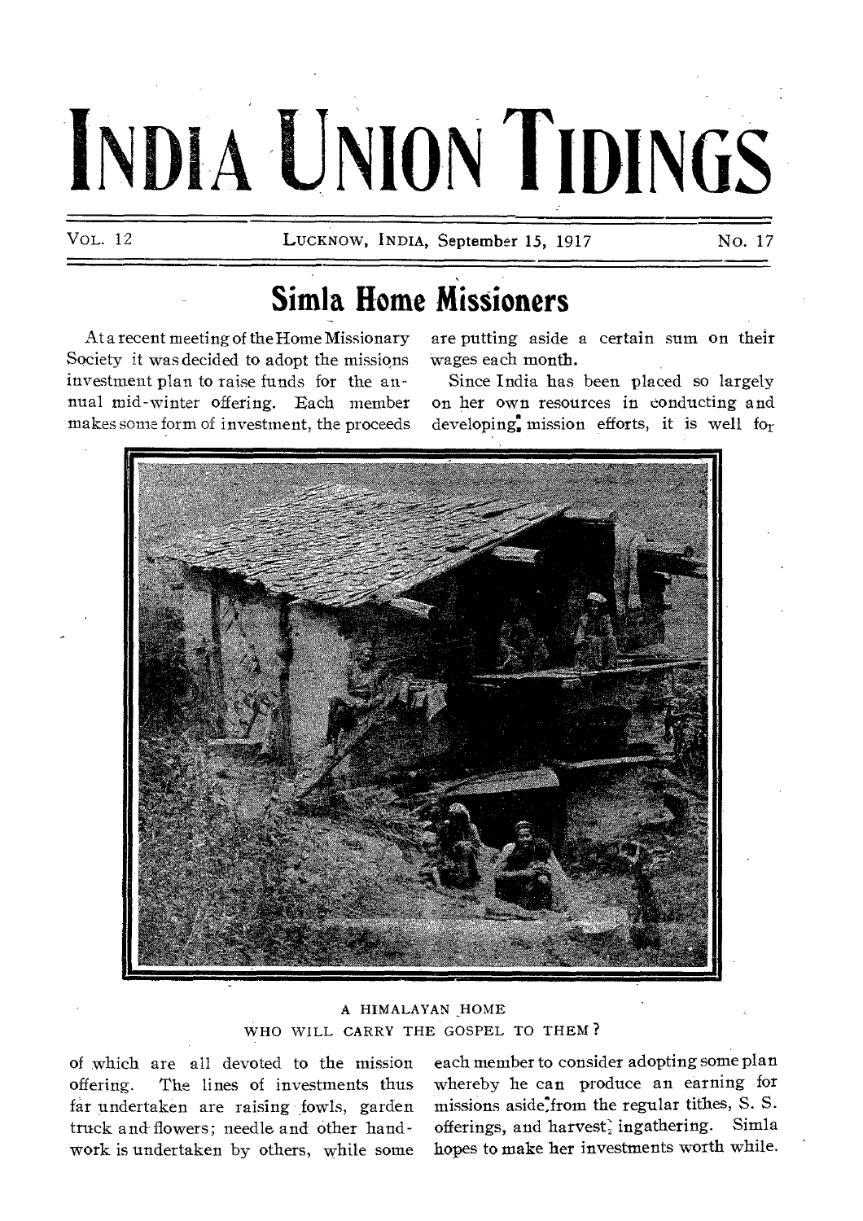# INDIA UNION TIDINGS

VOL. 12 LUCKNOW, INDIA, September 15, 1917 NO. 17

## Simla Home Missioners

At a recent meeting of the Home Missionary Society it was decided to adopt the missions investment plan to raise funds for the annual mid-winter offering. Each member makes some form of investment, the proceeds of which are all devoted to the mission offering. The lines of investments thus far undertaken are raising fowls, garden truck and flowers; needle and other hand-work is undertaken by others, while some are putting aside a certain sum on their wages each month.

Since India has been placed so largely on her own resources in conducting and developing mission efforts, it is well for each member to consider adopting some plan whereby he can produce an earning for missions aside from the regular tithes, S. S. offerings, and harvest ingathering. Simla hopes to make her investments worth while.

A HIMALAYAN HOME
WHO WILL CARRY THE GOSPEL TO THEM?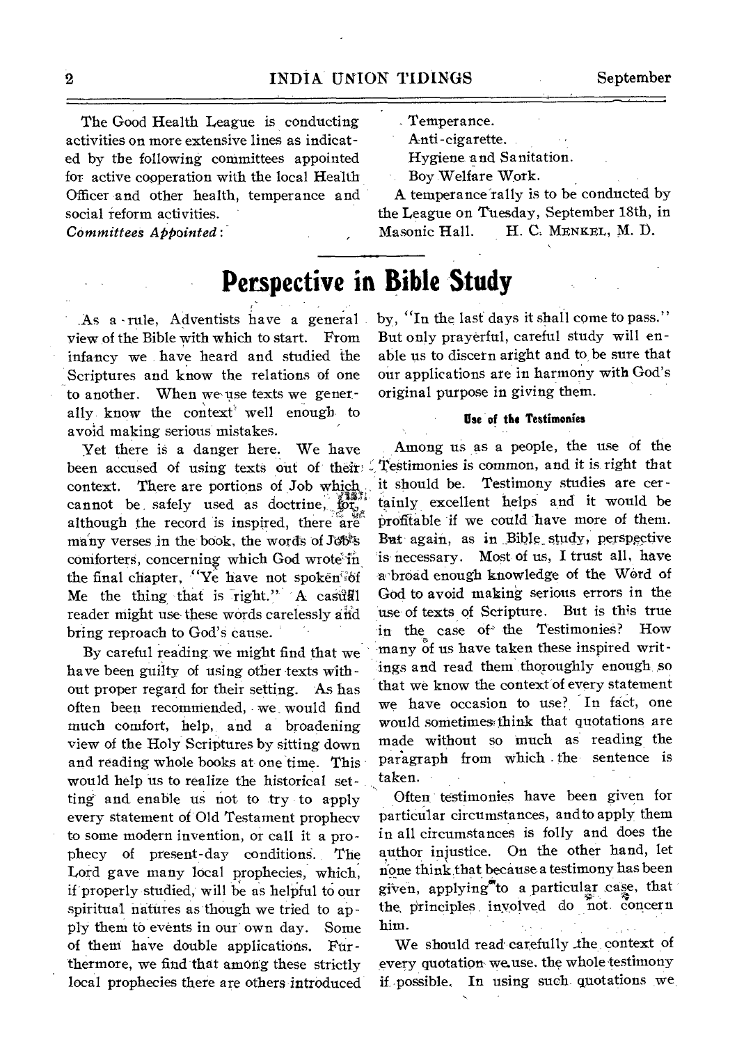The Good Health League is conducting activities on more extensive lines as indicated by the following committees appointed for active cooperation with the local Health Officer and other health, temperance and social reform activities.

*Committees Appointed*:

- Temperance.
- Anti-cigarette.
- Hygiene and Sanitation.
- Boy Welfare Work.

A temperance rally is to be conducted by the League on Tuesday, September 18th, in Masonic Hall. H. C. MENKEL, M. D.

# Perspective in Bible Study

As a rule, Adventists have a general view of the Bible with which to start. From infancy we have heard and studied the Scriptures and know the relations of one to another. When we use texts we generally know the context well enough to avoid making serious mistakes.

Yet there is a danger here. We have been accused of using texts out of their context. There are portions of Job which cannot be safely used as doctrine, for, although the record is inspired, there are many verses in the book, the words of Job's comforters, concerning which God wrote in the final chapter, "Ye have not spoken of Me the thing that is right." A casual reader might use these words carelessly and bring reproach to God's cause.

By careful reading we might find that we have been guilty of using other texts without proper regard for their setting. As has often been recommended, we would find much comfort, help, and a broadening view of the Holy Scriptures by sitting down and reading whole books at one time. This would help us to realize the historical setting and enable us not to try to apply every statement of Old Testament prophecy to some modern invention, or call it a prophecy of present-day conditions. The Lord gave many local prophecies, which, if properly studied, will be as helpful to our spiritual natures as though we tried to apply them to events in our own day. Some of them have double applications. Furthermore, we find that among these strictly local prophecies there are others introduced by, "In the last days it shall come to pass." But only prayerful, careful study will enable us to discern aright and to be sure that our applications are in harmony with God's original purpose in giving them.

### Use of the Testimonies

Among us as a people, the use of the Testimonies is common, and it is right that it should be. Testimony studies are certainly excellent helps and it would be profitable if we could have more of them. But again, as in Bible study, perspective is necessary. Most of us, I trust all, have a broad enough knowledge of the Word of God to avoid making serious errors in the use of texts of Scripture. But is this true in the case of the Testimonies? How many of us have taken these inspired writings and read them thoroughly enough so that we know the context of every statement we have occasion to use? In fact, one would sometimes think that quotations are made without so much as reading the paragraph from which the sentence is taken.

Often testimonies have been given for particular circumstances, and to apply them in all circumstances is folly and does the author injustice. On the other hand, let none think that because a testimony has been given, applying to a particular case, that the principles involved do not concern him.

We should read carefully the context of every quotation we use, the whole testimony if possible. In using such quotations we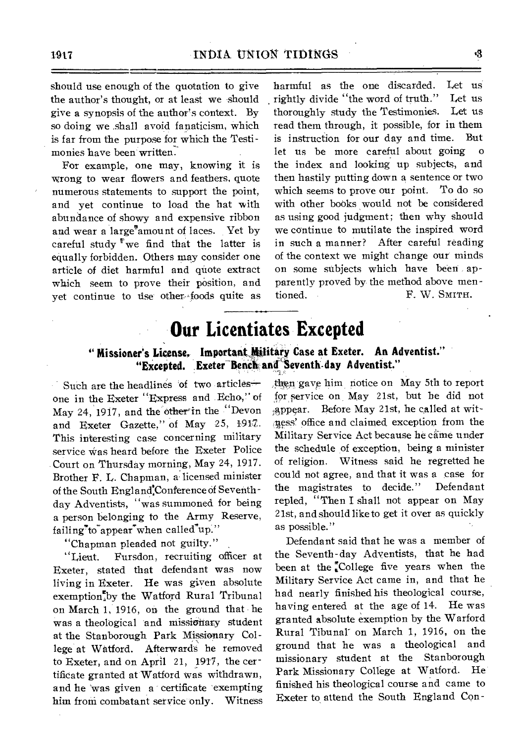should use enough of the quotation to give the author's thought, or at least we should give a synopsis of the author's context. By so doing we shall avoid fanaticism, which is far from the purpose for which the Testimonies have been written.

For example, one may, knowing it is wrong to wear flowers and feathers, quote numerous statements to support the point, and yet continue to load the hat with abundance of showy and expensive ribbon and wear a large amount of laces. Yet by careful study we find that the latter is equally forbidden. Others may consider one article of diet harmful and quote extract which seem to prove their position, and yet continue to use other foods quite as harmful as the one discarded. Let us rightly divide "the word of truth." Let us thoroughly study the Testimonies. Let us read them through, it possible, for in them is instruction for our day and time. But let us be more careful about going o the index and looking up subjects, and then hastily putting down a sentence or two which seems to prove our point. To do so with other books would not be considered as using good judgment; then why should we continue to mutilate the inspired word in such a manner? After careful reading of the context we might change our minds on some subjects which have been apparently proved by the method above mentioned.

F. W. SMITH.

# Our Licentiates Excepted

### "Missioner's License. Important Military Case at Exeter. An Adventist." "Excepted. Exeter Bench and Seventh-day Adventist."

Such are the headlines of two articles—one in the Exeter "Express and Echo," of May 24, 1917, and the other in the "Devon and Exeter Gazette," of May 25, 1917. This interesting case concerning military service was heard before the Exeter Police Court on Thursday morning, May 24, 1917. Brother F. L. Chapman, a licensed minister of the South England Conference of Seventh-day Adventists, "was summoned for being a person belonging to the Army Reserve, failing to appear when called up."

"Chapman pleaded not guilty."

"Lieut. Fursdon, recruiting officer at Exeter, stated that defendant was now living in Exeter. He was given absolute exemption by the Watford Rural Tribunal on March 1, 1916, on the ground that he was a theological and missionary student at the Stanborough Park Missionary College at Watford. Afterwards he removed to Exeter, and on April 21, 1917, the certificate granted at Watford was withdrawn, and he was given a certificate exempting him from combatant service only. Witness then gave him notice on May 5th to report for service on May 21st, but he did not appear. Before May 21st, he called at witness' office and claimed exception from the Military Service Act because he came under the schedule of exception, being a minister of religion. Witness said he regretted he could not agree, and that it was a case for the magistrates to decide." Defendant repled, "Then I shall not appear on May 21st, and should like to get it over as quickly as possible."

Defendant said that he was a member of the Seventh-day Adventists, that he had been at the College five years when the Military Service Act came in, and that he had nearly finished his theological course, having entered at the age of 14. He was granted absolute exemption by the Warford Rural Tibunal on March 1, 1916, on the ground that he was a theological and missionary student at the Stanborough Park Missionary College at Watford. He finished his theological course and came to Exeter to attend the South England Con-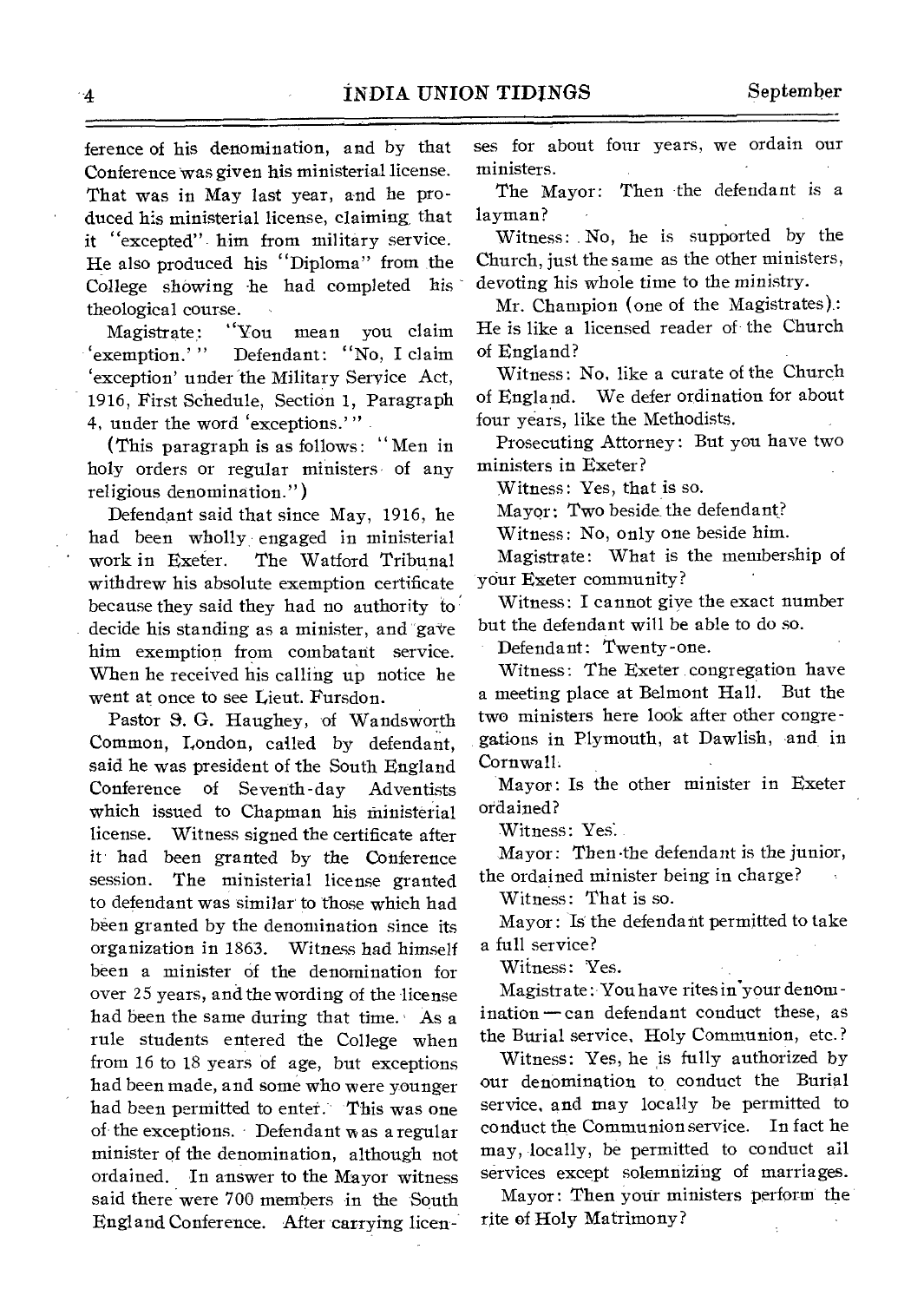ference of his denomination, and by that Conference was given his ministerial license. That was in May last year, and he produced his ministerial license, claiming that it "excepted" him from military service. He also produced his "Diploma" from the College showing he had completed his theological course.

Magistrate: "You mean you claim 'exemption.'" Defendant: "No, I claim 'exception' under the Military Service Act, 1916, First Schedule, Section 1, Paragraph 4, under the word 'exceptions.'"

(This paragraph is as follows: "Men in holy orders or regular ministers of any religious denomination.")

Defendant said that since May, 1916, he had been wholly engaged in ministerial work in Exeter. The Watford Tribunal withdrew his absolute exemption certificate because they said they had no authority to decide his standing as a minister, and gave him exemption from combatant service. When he received his calling up notice he went at once to see Lieut. Fursdon.

Pastor S. G. Haughey, of Wandsworth Common, London, called by defendant, said he was president of the South England Conference of Seventh-day Adventists which issued to Chapman his ministerial license. Witness signed the certificate after it had been granted by the Conference session. The ministerial license granted to defendant was similar to those which had been granted by the denomination since its organization in 1863. Witness had himself been a minister of the denomination for over 25 years, and the wording of the license had been the same during that time. As a rule students entered the College when from 16 to 18 years of age, but exceptions had been made, and some who were younger had been permitted to enter. This was one of the exceptions. Defendant was a regular minister of the denomination, although not ordained. In answer to the Mayor witness said there were 700 members in the South England Conference. After carrying licenses for about four years, we ordain our ministers.

The Mayor: Then the defendant is a layman?

Witness: No, he is supported by the Church, just the same as the other ministers, devoting his whole time to the ministry.

Mr. Champion (one of the Magistrates): He is like a licensed reader of the Church of England?

Witness: No, like a curate of the Church of England. We defer ordination for about four years, like the Methodists.

Prosecuting Attorney: But you have two ministers in Exeter?

Witness: Yes, that is so.

Mayor: Two beside the defendant?

Witness: No, only one beside him.

Magistrate: What is the membership of your Exeter community?

Witness: I cannot give the exact number but the defendant will be able to do so.

Defendant: Twenty-one.

Witness: The Exeter congregation have a meeting place at Belmont Hall. But the two ministers here look after other congregations in Plymouth, at Dawlish, and in Cornwall.

Mayor: Is the other minister in Exeter ordained?

Witness: Yes.

Mayor: Then the defendant is the junior, the ordained minister being in charge?

Witness: That is so.

Mayor: Is the defendant permitted to take a full service?

Witness: Yes.

Magistrate: You have rites in your denomination — can defendant conduct these, as the Burial service, Holy Communion, etc.?

Witness: Yes, he is fully authorized by our denomination to conduct the Burial service, and may locally be permitted to conduct the Communion service. In fact he may, locally, be permitted to conduct all services except solemnizing of marriages.

Mayor: Then your ministers perform the rite of Holy Matrimony?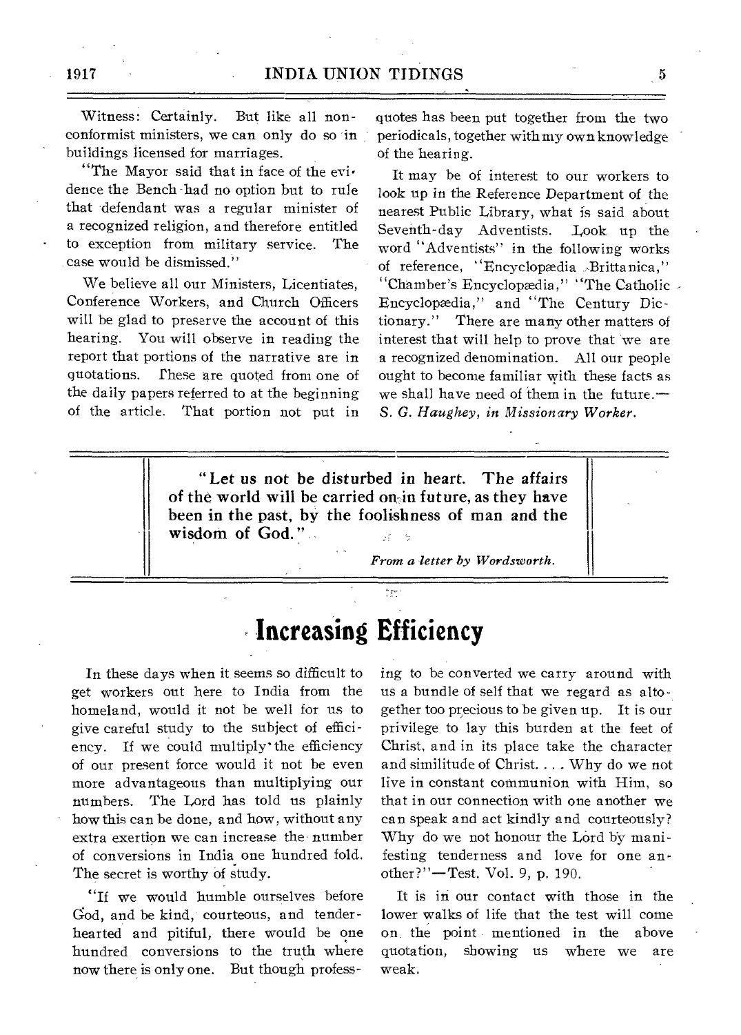Witness: Certainly. But like all nonconformist ministers, we can only do so in buildings licensed for marriages.

"The Mayor said that in face of the evidence the Bench had no option but to rule that defendant was a regular minister of a recognized religion, and therefore entitled to exception from military service. The case would be dismissed."

We believe all our Ministers, Licentiates, Conference Workers, and Church Officers will be glad to preserve the account of this hearing. You will observe in reading the report that portions of the narrative are in quotations. These are quoted from one of the daily papers referred to at the beginning of the article. That portion not put in quotes has been put together from the two periodicals, together with my own knowledge of the hearing.

It may be of interest to our workers to look up in the Reference Department of the nearest Public Library, what is said about Seventh-day Adventists. Look up the word "Adventists" in the following works of reference, "Encyclopædia Brittanica," "Chamber's Encyclopædia," "The Catholic Encyclopædia," and "The Century Dictionary." There are many other matters of interest that will help to prove that we are a recognized denomination. All our people ought to become familiar with these facts as we shall have need of them in the future.—*S. G. Haughey, in Missionary Worker.*

---

**"Let us not be disturbed in heart. The affairs of the world will be carried on in future, as they have been in the past, by the foolishness of man and the wisdom of God."**

*From a letter by Wordsworth.*

---

# Increasing Efficiency

In these days when it seems so difficult to get workers out here to India from the homeland, would it not be well for us to give careful study to the subject of efficiency. If we could multiply the efficiency of our present force would it not be even more advantageous than multiplying our numbers. The Lord has told us plainly how this can be done, and how, without any extra exertion we can increase the number of conversions in India one hundred fold. The secret is worthy of study.

"If we would humble ourselves before God, and be kind, courteous, and tenderhearted and pitiful, there would be one hundred conversions to the truth where now there is only one. But though professing to be converted we carry around with us a bundle of self that we regard as altogether too precious to be given up. It is our privilege to lay this burden at the feet of Christ, and in its place take the character and similitude of Christ. . . . Why do we not live in constant communion with Him, so that in our connection with one another we can speak and act kindly and courteously? Why do we not honour the Lord by manifesting tenderness and love for one another?"—Test. Vol. 9, p. 190.

It is in our contact with those in the lower walks of life that the test will come on the point mentioned in the above quotation, showing us where we are weak.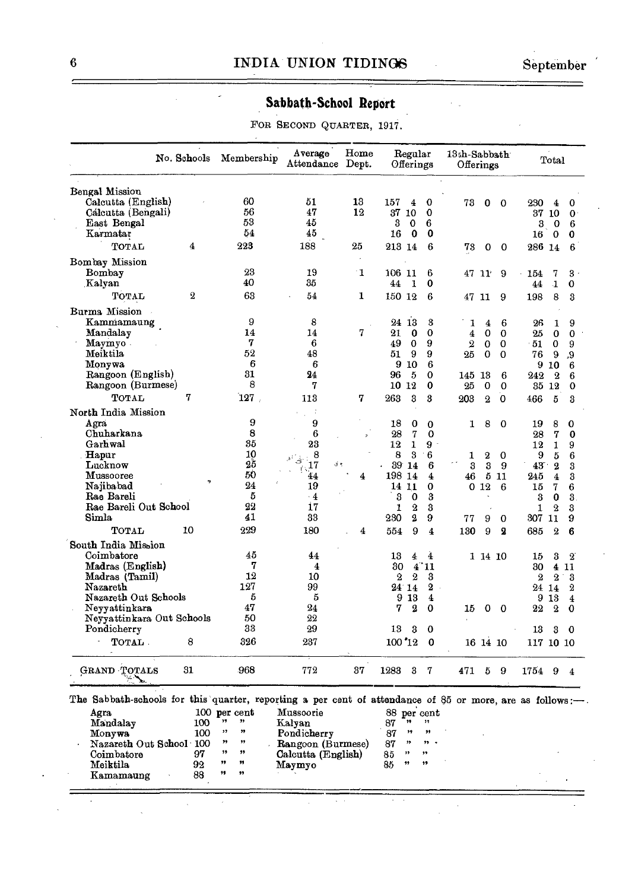## Sabbath-School Report

FOR SECOND QUARTER, 1917.

| | No. Schools | Membership | Average Attendance | Home Dept. | Regular Offerings | 13th-Sabbath Offerings | Total |
|---|---|---|---|---|---|---|---|
| **Bengal Mission** | | | | | | | |
| Calcutta (English) | | 60 | 51 | 13 | 157 4 0 | 73 0 0 | 230 4 0 |
| Calcutta (Bengali) | | 56 | 47 | 12 | 37 10 0 | | 37 10 0 |
| East Bengal | | 53 | 45 | | 3 0 6 | | 3 0 6 |
| Karmatar | | 54 | 45 | | 16 0 0 | | 16 0 0 |
| TOTAL | 4 | 223 | 188 | 25 | 213 14 6 | 73 0 0 | 286 14 6 |
| **Bombay Mission** | | | | | | | |
| Bombay | | 23 | 19 | 1 | 106 11 6 | 47 11 9 | 154 7 3 |
| Kalyan | | 40 | 35 | | 44 1 0 | | 44 1 0 |
| TOTAL | 2 | 63 | 54 | 1 | 150 12 6 | 47 11 9 | 198 8 3 |
| **Burma Mission** | | | | | | | |
| Kammamaung | | 9 | 8 | | 24 13 3 | 1 4 6 | 26 1 9 |
| Mandalay | | 14 | 14 | 7 | 21 0 0 | 4 0 0 | 25 0 0 |
| Maymyo | | 7 | 6 | | 49 0 9 | 2 0 0 | 51 0 9 |
| Meiktila | | 52 | 48 | | 51 9 9 | 25 0 0 | 76 9 9 |
| Monywa | | 6 | 6 | | 9 10 6 | | 9 10 6 |
| Rangoon (English) | | 31 | 24 | | 96 5 0 | 145 13 6 | 242 2 6 |
| Rangoon (Burmese) | | 8 | 7 | | 10 12 0 | 25 0 0 | 35 12 0 |
| TOTAL | 7 | 127 | 113 | 7 | 263 3 3 | 203 2 0 | 466 5 3 |
| **North India Mission** | | | | | | | |
| Agra | | 9 | 9 | | 18 0 0 | 1 8 0 | 19 8 0 |
| Chuharkana | | 8 | 6 | | 28 7 0 | | 28 7 0 |
| Garhwal | | 35 | 23 | | 12 1 9 | | 12 1 9 |
| Hapur | | 10 | 8 | | 8 3 6 | 1 2 0 | 9 5 6 |
| Lucknow | | 25 | 17 | | 39 14 6 | 3 3 9 | 43 2 3 |
| Mussooree | | 50 | 44 | 4 | 198 14 4 | 46 5 11 | 245 4 3 |
| Najibabad | | 24 | 19 | | 14 11 0 | 0 12 6 | 15 7 6 |
| Rae Bareli | | 5 | 4 | | 3 0 3 | | 3 0 3 |
| Rae Bareli Out School | | 22 | 17 | | 1 2 3 | | 1 2 3 |
| Simla | | 41 | 33 | | 230 2 9 | 77 9 0 | 307 11 9 |
| TOTAL | 10 | 229 | 180 | 4 | 554 9 4 | 130 9 2 | 685 2 6 |
| **South India Mission** | | | | | | | |
| Coimbatore | | 45 | 44 | | 13 4 4 | 1 14 10 | 15 3 2 |
| Madras (English) | | 7 | 4 | | 30 4 11 | | 30 4 11 |
| Madras (Tamil) | | 12 | 10 | | 2 2 3 | | 2 2 3 |
| Nazareth | | 127 | 99 | | 24 14 2 | | 24 14 2 |
| Nazareth Out Schools | | 5 | 5 | | 9 13 4 | | 9 13 4 |
| Neyyattinkara | | 47 | 24 | | 7 2 0 | 15 0 0 | 22 2 0 |
| Neyyattinkara Out Schools | | 50 | 22 | | | | |
| Pondicherry | | 33 | 29 | | 13 3 0 | | 13 3 0 |
| TOTAL | 8 | 326 | 237 | | 100 12 0 | 16 14 10 | 117 10 10 |
| GRAND TOTALS | 31 | 968 | 772 | 37 | 1283 3 7 | 471 5 9 | 1754 9 4 |

The Sabbath-schools for this quarter, reporting a per cent of attendance of 85 or more, are as follows:—

| | | | |
|---|---|---|---|
| Agra | 100 per cent | Mussoorie | 88 per cent |
| Mandalay | 100 " " | Kalyan | 87 " " |
| Monywa | 100 " " | Pondicherry | 87 " " |
| Nazareth Out School | 100 " " | Rangoon (Burmese) | 87 " " |
| Coimbatore | 97 " " | Calcutta (English) | 85 " " |
| Meiktila | 92 " " | Maymyo | 85 " " |
| Kamamaung | 88 " " | | |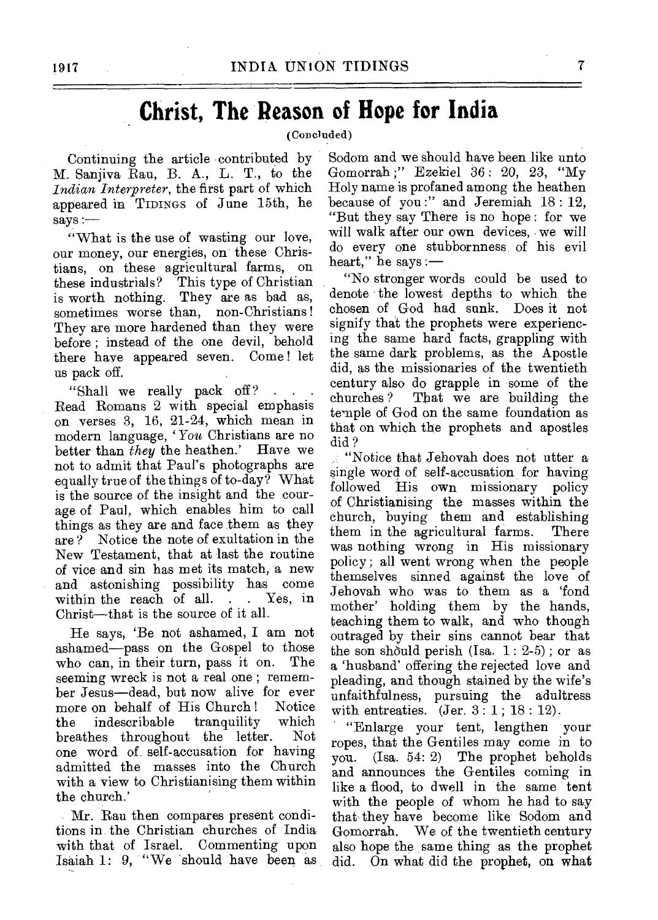# Christ, The Reason of Hope for India

(Concluded)

Continuing the article contributed by M. Sanjiva Rau, B. A., L. T., to the *Indian Interpreter*, the first part of which appeared in TIDINGS of June 15th, he says:—

"What is the use of wasting our love, our money, our energies, on these Christians, on these agricultural farms, on these industrials? This type of Christian is worth nothing. They are as bad as, sometimes worse than, non-Christians! They are more hardened than they were before; instead of the one devil, behold there have appeared seven. Come! let us pack off.

"Shall we really pack off? . . . Read Romans 2 with special emphasis on verses 3, 16, 21-24, which mean in modern language, '*You* Christians are no better than *they* the heathen.' Have we not to admit that Paul's photographs are equally true of the things of to-day? What is the source of the insight and the courage of Paul, which enables him to call things as they are and face them as they are? Notice the note of exultation in the New Testament, that at last the routine of vice and sin has met its match, a new and astonishing possibility has come within the reach of all. . . Yes, in Christ—that is the source of it all.

He says, 'Be not ashamed, I am not ashamed—pass on the Gospel to those who can, in their turn, pass it on. The seeming wreck is not a real one; remember Jesus—dead, but now alive for ever more on behalf of His Church! Notice the indescribable tranquility which breathes throughout the letter. Not one word of self-accusation for having admitted the masses into the Church with a view to Christianising them within the church.'

Mr. Rau then compares present conditions in the Christian churches of India with that of Israel. Commenting upon Isaiah 1: 9, "We should have been as Sodom and we should have been like unto Gomorrah;" Ezekiel 36: 20, 23, "My Holy name is profaned among the heathen because of you:" and Jeremiah 18: 12, "But they say There is no hope: for we will walk after our own devices, we will do every one stubbornness of his evil heart," he says:—

"No stronger words could be used to denote the lowest depths to which the chosen of God had sunk. Does it not signify that the prophets were experiencing the same hard facts, grappling with the same dark problems, as the Apostle did, as the missionaries of the twentieth century also do grapple in some of the churches? That we are building the temple of God on the same foundation as that on which the prophets and apostles did?

"Notice that Jehovah does not utter a single word of self-accusation for having followed His own missionary policy of Christianising the masses within the church, buying them and establishing them in the agricultural farms. There was nothing wrong in His missionary policy; all went wrong when the people themselves sinned against the love of Jehovah who was to them as a 'fond mother' holding them by the hands, teaching them to walk, and who though outraged by their sins cannot bear that the son should perish (Isa. 1: 2-5); or as a 'husband' offering the rejected love and pleading, and though stained by the wife's unfaithfulness, pursuing the adultress with entreaties. (Jer. 3: 1; 18: 12).

"Enlarge your tent, lengthen your ropes, that the Gentiles may come in to you. (Isa. 54: 2) The prophet beholds and announces the Gentiles coming in like a flood, to dwell in the same tent with the people of whom he had to say that they have become like Sodom and Gomorrah. We of the twentieth century also hope the same thing as the prophet did. On what did the prophet, on what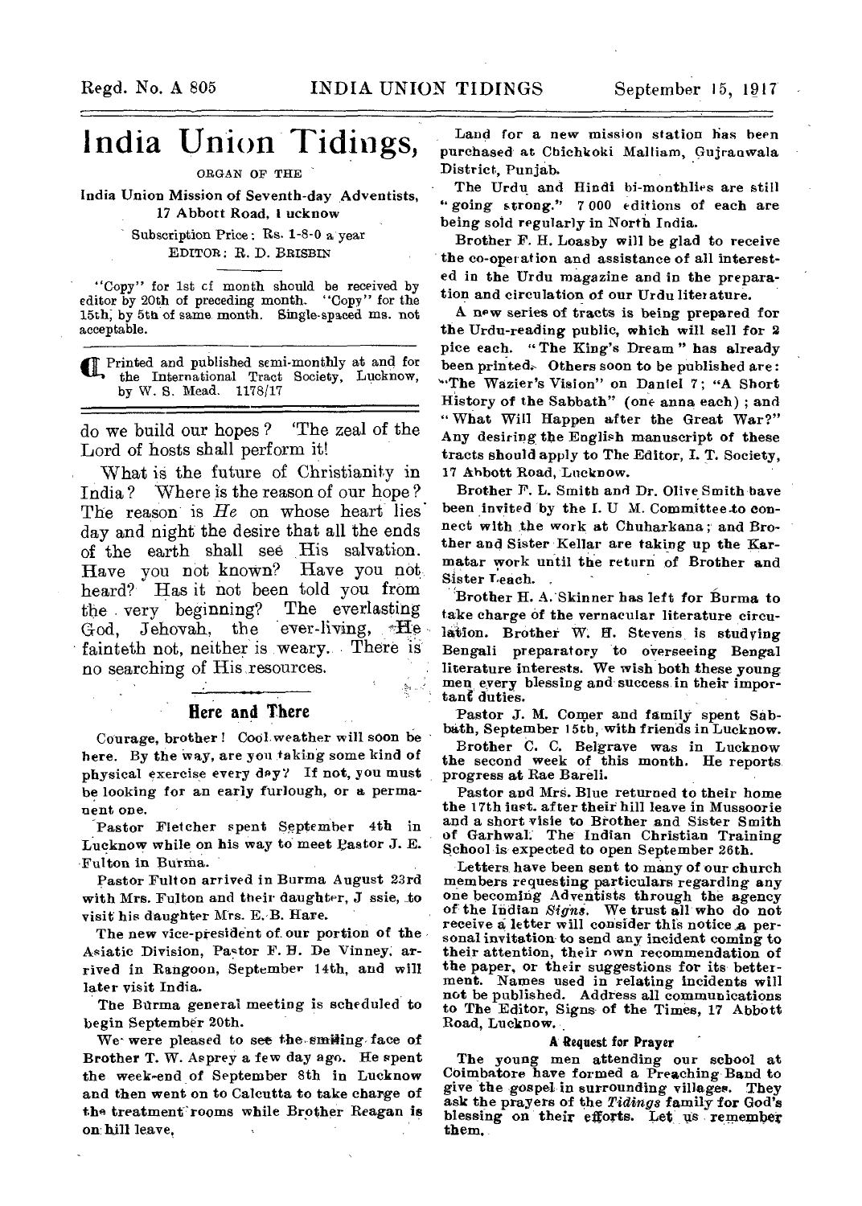# India Union Tidings,

ORGAN OF THE

India Union Mission of Seventh-day Adventists, 17 Abbott Road, Lucknow

Subscription Price: Rs. 1-8-0 a year

EDITOR: R. D. BRISBIN

"Copy" for 1st of month should be received by editor by 20th of preceding month. "Copy" for the 15th, by 5th of same month. Single-spaced ms. not acceptable.

Printed and published semi-monthly at and for the International Tract Society, Lucknow, by W. S. Mead. 1178/17

do we build our hopes? The zeal of the Lord of hosts shall perform it!

What is the future of Christianity in India? Where is the reason of our hope? The reason is *He* on whose heart lies day and night the desire that all the ends of the earth shall see His salvation. Have you not known? Have you not heard? Has it not been told you from the very beginning? The everlasting God, Jehovah, the ever-living, He fainteth not, neither is weary. There is no searching of His resources.

## Here and There

Courage, brother! Cool weather will soon be here. By the way, are you taking some kind of physical exercise every day? If not, you must be looking for an early furlough, or a permanent one.

Pastor Fletcher spent September 4th in Lucknow while on his way to meet Pastor J. E. Fulton in Burma.

Pastor Fulton arrived in Burma August 23rd with Mrs. Fulton and their daughter, J ssie, to visit his daughter Mrs. E. B. Hare.

The new vice-president of our portion of the Asiatic Division, Pastor F. H. De Vinney, arrived in Rangoon, September 14th, and will later visit India.

The Burma general meeting is scheduled to begin September 20th.

We were pleased to see the smiling face of Brother T. W. Asprey a few day ago. He spent the week-end of September 8th in Lucknow and then went on to Calcutta to take charge of the treatment rooms while Brother Reagan is on hill leave.

Land for a new mission station has been purchased at Chichkoki Malliam, Gujranwala District, Punjab.

The Urdu and Hindi bi-monthlies are still "going strong." 7 000 editions of each are being sold regularly in North India.

Brother F. H. Loasby will be glad to receive the co-operation and assistance of all interested in the Urdu magazine and in the preparation and circulation of our Urdu literature.

A new series of tracts is being prepared for the Urdu-reading public, which will sell for 2 pice each. "The King's Dream" has already been printed. Others soon to be published are: "The Wazier's Vision" on Daniel 7; "A Short History of the Sabbath" (one anna each); and "What Will Happen after the Great War?" Any desiring the English manuscript of these tracts should apply to The Editor, I. T. Society, 17 Abbott Road, Lucknow.

Brother F. L. Smith and Dr. Olive Smith have been invited by the I. U M. Committee to connect with the work at Chuharkana; and Brother and Sister Kellar are taking up the Karmatar work until the return of Brother and Sister Leach.

Brother H. A. Skinner has left for Burma to take charge of the vernacular literature circulation. Brother W. H. Stevens is studying Bengali preparatory to overseeing Bengal literature interests. We wish both these young men every blessing and success in their important duties.

Pastor J. M. Comer and family spent Sabbath, September 15th, with friends in Lucknow.

Brother C. C. Belgrave was in Lucknow the second week of this month. He reports progress at Rae Bareli.

Pastor and Mrs. Blue returned to their home the 17th inst. after their hill leave in Mussoorie and a short visie to Brother and Sister Smith of Garhwal. The Indian Christian Training School is expected to open September 26th.

Letters have been sent to many of our church members requesting particulars regarding any one becoming Adventists through the agency of the Indian *Signs*. We trust all who do not receive a letter will consider this notice a personal invitation to send any incident coming to their attention, their own recommendation of the paper, or their suggestions for its betterment. Names used in relating incidents will not be published. Address all communications to The Editor, Signs of the Times, 17 Abbott Road, Lucknow.

### A Request for Prayer

The young men attending our school at Coimbatore have formed a Preaching Band to give the gospel in surrounding villages. They ask the prayers of the *Tidings* family for God's blessing on their efforts. Let us remember them.